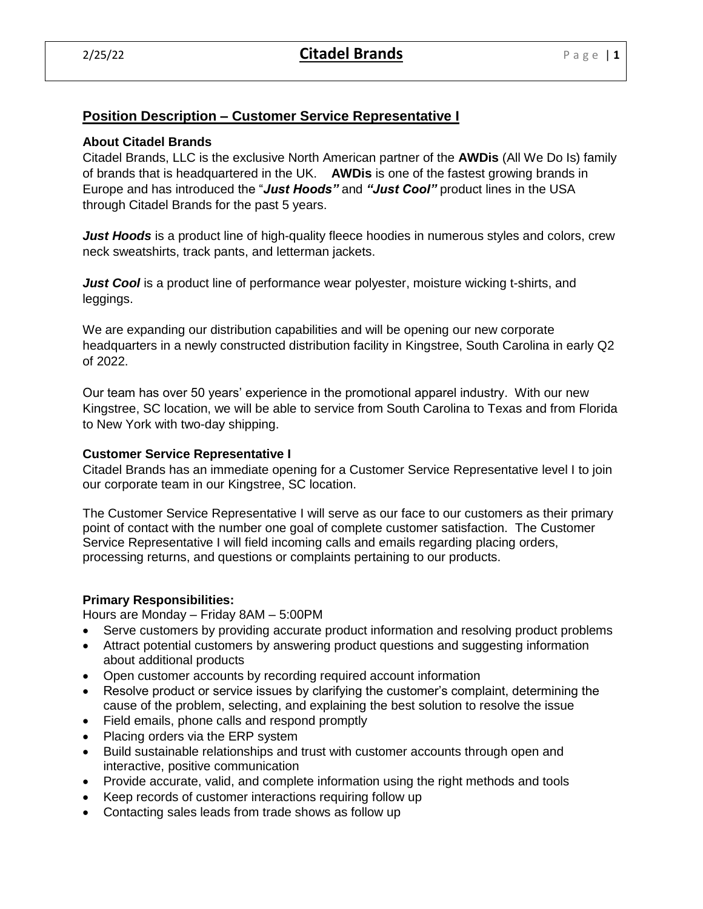## Position Description – Customer Service Representative I

### About Citadel Brands

Citadel Brands, LLC is the exclusive North American partner of the **AWDis** (All We Do Is) family of brands that is headquartered in the UK. **AWDis** is one of the fastest growing brands in Europe and has introduced the "***Just Hoods"*** and ***"Just Cool"*** product lines in the USA through Citadel Brands for the past 5 years.

***Just Hoods*** is a product line of high-quality fleece hoodies in numerous styles and colors, crew neck sweatshirts, track pants, and letterman jackets.

***Just Cool*** is a product line of performance wear polyester, moisture wicking t-shirts, and leggings.

We are expanding our distribution capabilities and will be opening our new corporate headquarters in a newly constructed distribution facility in Kingstree, South Carolina in early Q2 of 2022.

Our team has over 50 years' experience in the promotional apparel industry. With our new Kingstree, SC location, we will be able to service from South Carolina to Texas and from Florida to New York with two-day shipping.

### Customer Service Representative I

Citadel Brands has an immediate opening for a Customer Service Representative level I to join our corporate team in our Kingstree, SC location.

The Customer Service Representative I will serve as our face to our customers as their primary point of contact with the number one goal of complete customer satisfaction. The Customer Service Representative I will field incoming calls and emails regarding placing orders, processing returns, and questions or complaints pertaining to our products.

### Primary Responsibilities:

Hours are Monday – Friday 8AM – 5:00PM

- Serve customers by providing accurate product information and resolving product problems
- Attract potential customers by answering product questions and suggesting information about additional products
- Open customer accounts by recording required account information
- Resolve product or service issues by clarifying the customer's complaint, determining the cause of the problem, selecting, and explaining the best solution to resolve the issue
- Field emails, phone calls and respond promptly
- Placing orders via the ERP system
- Build sustainable relationships and trust with customer accounts through open and interactive, positive communication
- Provide accurate, valid, and complete information using the right methods and tools
- Keep records of customer interactions requiring follow up
- Contacting sales leads from trade shows as follow up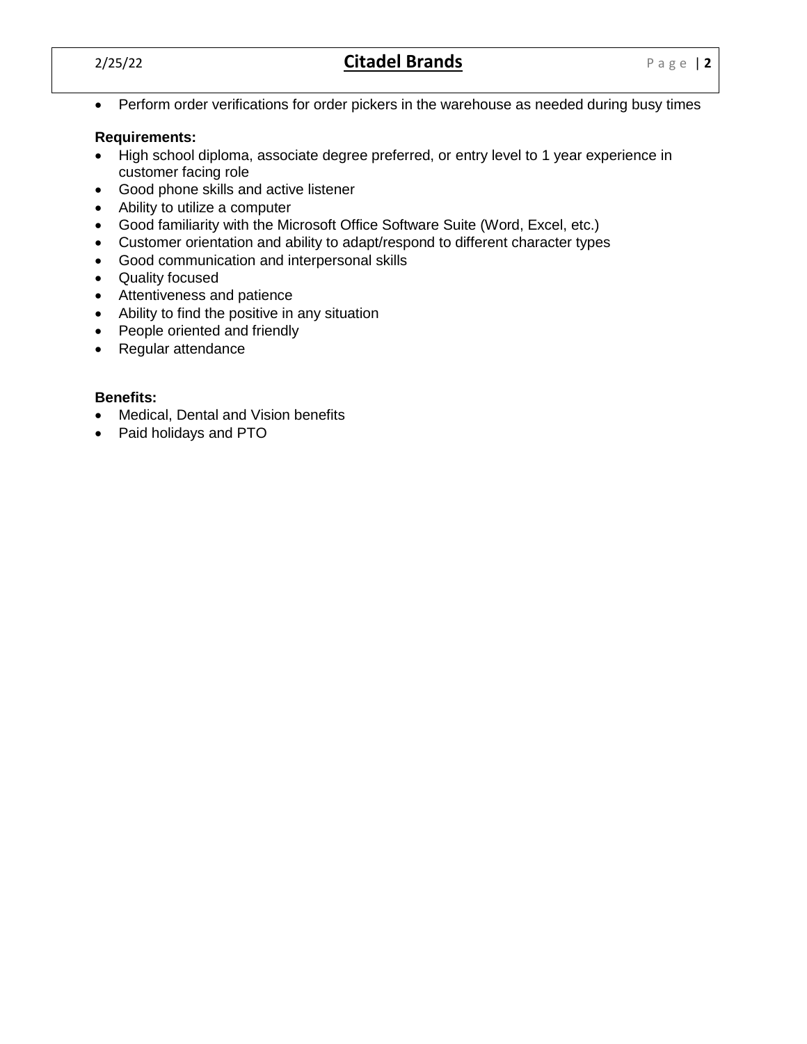- Perform order verifications for order pickers in the warehouse as needed during busy times

**Requirements:**

- High school diploma, associate degree preferred, or entry level to 1 year experience in customer facing role
- Good phone skills and active listener
- Ability to utilize a computer
- Good familiarity with the Microsoft Office Software Suite (Word, Excel, etc.)
- Customer orientation and ability to adapt/respond to different character types
- Good communication and interpersonal skills
- Quality focused
- Attentiveness and patience
- Ability to find the positive in any situation
- People oriented and friendly
- Regular attendance

**Benefits:**

- Medical, Dental and Vision benefits
- Paid holidays and PTO